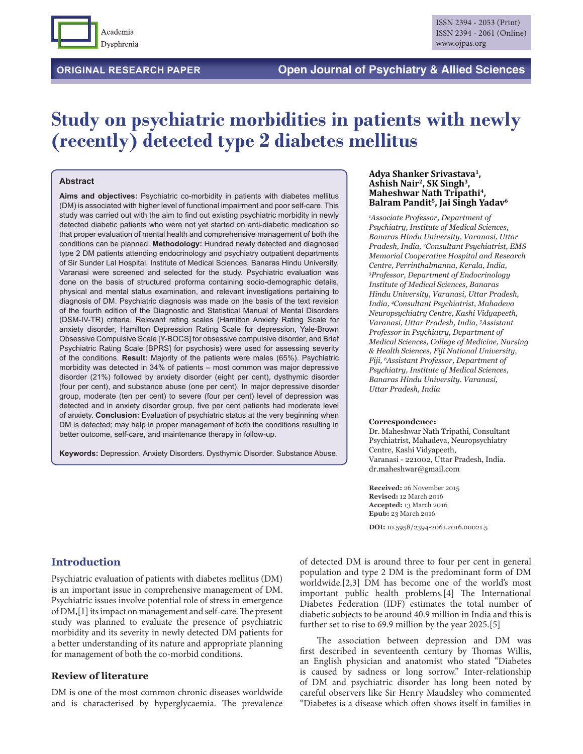ORIGINAL RESEARCH PAPER

# Study on psychiatric morbidities in patients with newly (recently) detected type 2 diabetes mellitus

**Adya Shanker Srivastava[1], Ashish Nair[2], SK Singh[3], Maheshwar Nath Tripathi[4], Balram Pandit[5], Jai Singh Yadav[6]**

*[1]Associate Professor, Department of Psychiatry, Institute of Medical Sciences, Banaras Hindu University, Varanasi, Uttar Pradesh, India, [2]Consultant Psychiatrist, EMS Memorial Cooperative Hospital and Research Centre, Perrinthalmanna, Kerala, India, [3]Professor, Department of Endocrinology Institute of Medical Sciences, Banaras Hindu University, Varanasi, Uttar Pradesh, India, [4]Consultant Psychiatrist, Mahadeva Neuropsychiatry Centre, Kashi Vidyapeeth, Varanasi, Uttar Pradesh, India, [5]Assistant Professor in Psychiatry, Department of Medical Sciences, College of Medicine, Nursing & Health Sciences, Fiji National University, Fiji, [6]Assistant Professor, Department of Psychiatry, Institute of Medical Sciences, Banaras Hindu University. Varanasi, Uttar Pradesh, India*

**Correspondence:**
Dr. Maheshwar Nath Tripathi, Consultant Psychiatrist, Mahadeva, Neuropsychiatry Centre, Kashi Vidyapeeth, Varanasi - 221002, Uttar Pradesh, India.
dr.maheshwar@gmail.com

**Received:** 26 November 2015
**Revised:** 12 March 2016
**Accepted:** 13 March 2016
**Epub:** 23 March 2016

**DOI:** 10.5958/2394-2061.2016.00021.5

## Abstract

**Aims and objectives:** Psychiatric co-morbidity in patients with diabetes mellitus (DM) is associated with higher level of functional impairment and poor self-care. This study was carried out with the aim to find out existing psychiatric morbidity in newly detected diabetic patients who were not yet started on anti-diabetic medication so that proper evaluation of mental health and comprehensive management of both the conditions can be planned. **Methodology:** Hundred newly detected and diagnosed type 2 DM patients attending endocrinology and psychiatry outpatient departments of Sir Sunder Lal Hospital, Institute of Medical Sciences, Banaras Hindu University, Varanasi were screened and selected for the study. Psychiatric evaluation was done on the basis of structured proforma containing socio-demographic details, physical and mental status examination, and relevant investigations pertaining to diagnosis of DM. Psychiatric diagnosis was made on the basis of the text revision of the fourth edition of the Diagnostic and Statistical Manual of Mental Disorders (DSM-IV-TR) criteria. Relevant rating scales (Hamilton Anxiety Rating Scale for anxiety disorder, Hamilton Depression Rating Scale for depression, Yale-Brown Obsessive Compulsive Scale [Y-BOCS] for obsessive compulsive disorder, and Brief Psychiatric Rating Scale [BPRS] for psychosis) were used for assessing severity of the conditions. **Result:** Majority of the patients were males (65%). Psychiatric morbidity was detected in 34% of patients – most common was major depressive disorder (21%) followed by anxiety disorder (eight per cent), dysthymic disorder (four per cent), and substance abuse (one per cent). In major depressive disorder group, moderate (ten per cent) to severe (four per cent) level of depression was detected and in anxiety disorder group, five per cent patients had moderate level of anxiety. **Conclusion:** Evaluation of psychiatric status at the very beginning when DM is detected; may help in proper management of both the conditions resulting in better outcome, self-care, and maintenance therapy in follow-up.

**Keywords:** Depression. Anxiety Disorders. Dysthymic Disorder. Substance Abuse.

## Introduction

Psychiatric evaluation of patients with diabetes mellitus (DM) is an important issue in comprehensive management of DM. Psychiatric issues involve potential role of stress in emergence of DM,[1] its impact on management and self-care. The present study was planned to evaluate the presence of psychiatric morbidity and its severity in newly detected DM patients for a better understanding of its nature and appropriate planning for management of both the co-morbid conditions.

### Review of literature

DM is one of the most common chronic diseases worldwide and is characterised by hyperglycaemia. The prevalence of detected DM is around three to four per cent in general population and type 2 DM is the predominant form of DM worldwide.[2,3] DM has become one of the world's most important public health problems.[4] The International Diabetes Federation (IDF) estimates the total number of diabetic subjects to be around 40.9 million in India and this is further set to rise to 69.9 million by the year 2025.[5]

The association between depression and DM was first described in seventeenth century by Thomas Willis, an English physician and anatomist who stated "Diabetes is caused by sadness or long sorrow." Inter-relationship of DM and psychiatric disorder has long been noted by careful observers like Sir Henry Maudsley who commented "Diabetes is a disease which often shows itself in families in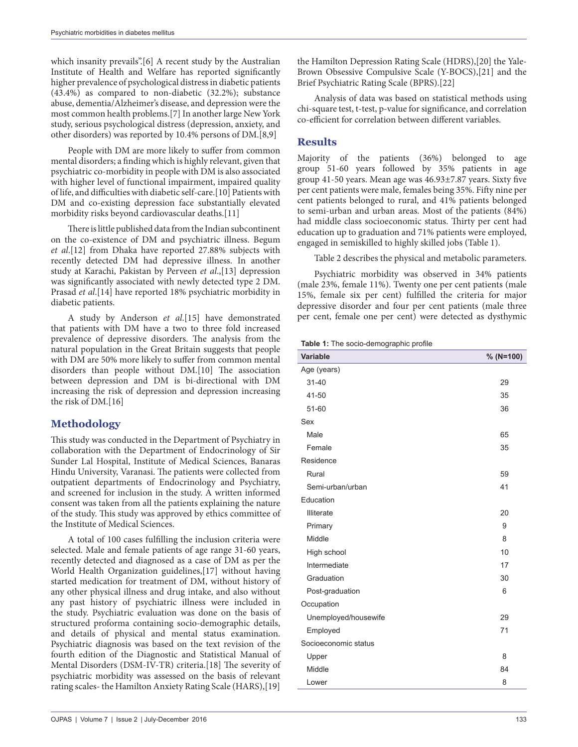which insanity prevails".[6] A recent study by the Australian Institute of Health and Welfare has reported significantly higher prevalence of psychological distress in diabetic patients (43.4%) as compared to non-diabetic (32.2%); substance abuse, dementia/Alzheimer's disease, and depression were the most common health problems.[7] In another large New York study, serious psychological distress (depression, anxiety, and other disorders) was reported by 10.4% persons of DM.[8,9]

People with DM are more likely to suffer from common mental disorders; a finding which is highly relevant, given that psychiatric co-morbidity in people with DM is also associated with higher level of functional impairment, impaired quality of life, and difficulties with diabetic self-care.[10] Patients with DM and co-existing depression face substantially elevated morbidity risks beyond cardiovascular deaths.[11]

There is little published data from the Indian subcontinent on the co-existence of DM and psychiatric illness. Begum *et al.*[12] from Dhaka have reported 27.88% subjects with recently detected DM had depressive illness. In another study at Karachi, Pakistan by Perveen *et al.*,[13] depression was significantly associated with newly detected type 2 DM. Prasad *et al.*[14] have reported 18% psychiatric morbidity in diabetic patients.

A study by Anderson *et al.*[15] have demonstrated that patients with DM have a two to three fold increased prevalence of depressive disorders. The analysis from the natural population in the Great Britain suggests that people with DM are 50% more likely to suffer from common mental disorders than people without DM.[10] The association between depression and DM is bi-directional with DM increasing the risk of depression and depression increasing the risk of DM.[16]

## Methodology

This study was conducted in the Department of Psychiatry in collaboration with the Department of Endocrinology of Sir Sunder Lal Hospital, Institute of Medical Sciences, Banaras Hindu University, Varanasi. The patients were collected from outpatient departments of Endocrinology and Psychiatry, and screened for inclusion in the study. A written informed consent was taken from all the patients explaining the nature of the study. This study was approved by ethics committee of the Institute of Medical Sciences.

A total of 100 cases fulfilling the inclusion criteria were selected. Male and female patients of age range 31-60 years, recently detected and diagnosed as a case of DM as per the World Health Organization guidelines,[17] without having started medication for treatment of DM, without history of any other physical illness and drug intake, and also without any past history of psychiatric illness were included in the study. Psychiatric evaluation was done on the basis of structured proforma containing socio-demographic details, and details of physical and mental status examination. Psychiatric diagnosis was based on the text revision of the fourth edition of the Diagnostic and Statistical Manual of Mental Disorders (DSM-IV-TR) criteria.[18] The severity of psychiatric morbidity was assessed on the basis of relevant rating scales- the Hamilton Anxiety Rating Scale (HARS),[19] the Hamilton Depression Rating Scale (HDRS),[20] the Yale-Brown Obsessive Compulsive Scale (Y-BOCS),[21] and the Brief Psychiatric Rating Scale (BPRS).[22]

Analysis of data was based on statistical methods using chi-square test, t-test, p-value for significance, and correlation co-efficient for correlation between different variables.

## Results

Majority of the patients (36%) belonged to age group 51-60 years followed by 35% patients in age group 41-50 years. Mean age was 46.93±7.87 years. Sixty five per cent patients were male, females being 35%. Fifty nine per cent patients belonged to rural, and 41% patients belonged to semi-urban and urban areas. Most of the patients (84%) had middle class socioeconomic status. Thirty per cent had education up to graduation and 71% patients were employed, engaged in semiskilled to highly skilled jobs (Table 1).

Table 2 describes the physical and metabolic parameters.

Psychiatric morbidity was observed in 34% patients (male 23%, female 11%). Twenty one per cent patients (male 15%, female six per cent) fulfilled the criteria for major depressive disorder and four per cent patients (male three per cent, female one per cent) were detected as dysthymic

**Table 1:** The socio-demographic profile

| Variable | % (N=100) |
|---|---|
| Age (years) | |
| 31-40 | 29 |
| 41-50 | 35 |
| 51-60 | 36 |
| Sex | |
| Male | 65 |
| Female | 35 |
| Residence | |
| Rural | 59 |
| Semi-urban/urban | 41 |
| Education | |
| Illiterate | 20 |
| Primary | 9 |
| Middle | 8 |
| High school | 10 |
| Intermediate | 17 |
| Graduation | 30 |
| Post-graduation | 6 |
| Occupation | |
| Unemployed/housewife | 29 |
| Employed | 71 |
| Socioeconomic status | |
| Upper | 8 |
| Middle | 84 |
| Lower | 8 |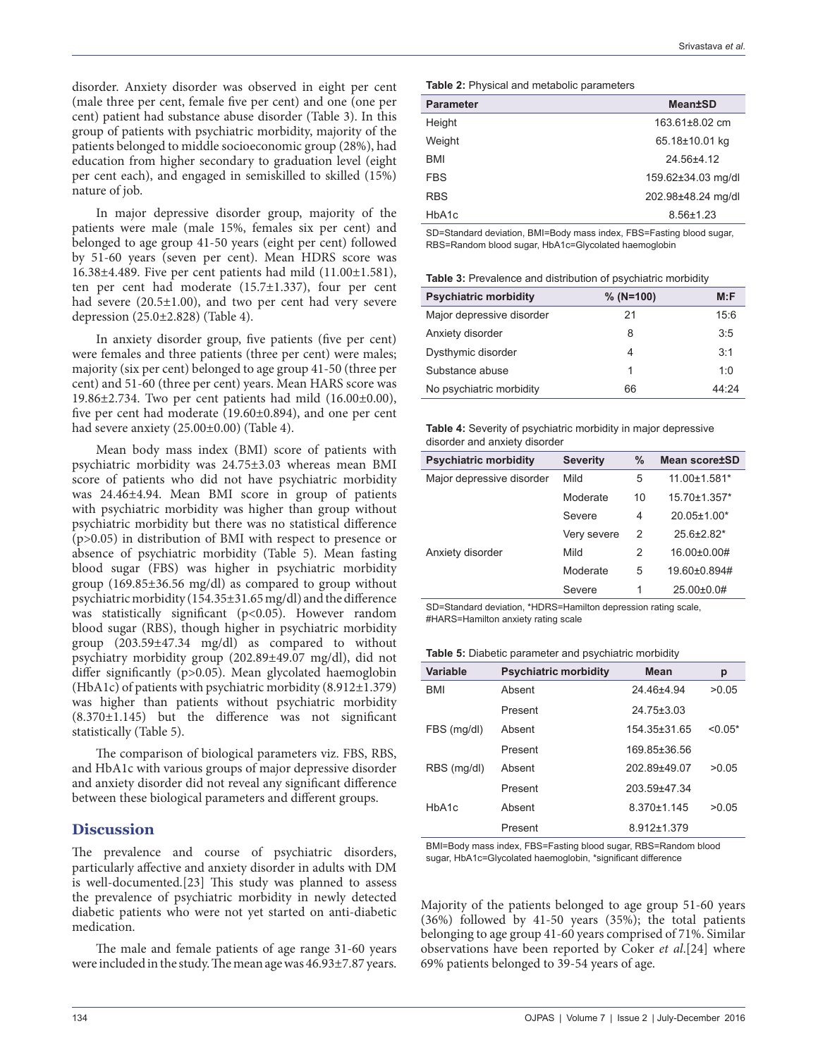disorder. Anxiety disorder was observed in eight per cent (male three per cent, female five per cent) and one (one per cent) patient had substance abuse disorder (Table 3). In this group of patients with psychiatric morbidity, majority of the patients belonged to middle socioeconomic group (28%), had education from higher secondary to graduation level (eight per cent each), and engaged in semiskilled to skilled (15%) nature of job.

In major depressive disorder group, majority of the patients were male (male 15%, females six per cent) and belonged to age group 41-50 years (eight per cent) followed by 51-60 years (seven per cent). Mean HDRS score was 16.38±4.489. Five per cent patients had mild (11.00±1.581), ten per cent had moderate (15.7±1.337), four per cent had severe (20.5±1.00), and two per cent had very severe depression (25.0±2.828) (Table 4).

In anxiety disorder group, five patients (five per cent) were females and three patients (three per cent) were males; majority (six per cent) belonged to age group 41-50 (three per cent) and 51-60 (three per cent) years. Mean HARS score was 19.86±2.734. Two per cent patients had mild (16.00±0.00), five per cent had moderate (19.60±0.894), and one per cent had severe anxiety (25.00±0.00) (Table 4).

Mean body mass index (BMI) score of patients with psychiatric morbidity was 24.75±3.03 whereas mean BMI score of patients who did not have psychiatric morbidity was 24.46±4.94. Mean BMI score in group of patients with psychiatric morbidity was higher than group without psychiatric morbidity but there was no statistical difference ($p > 0.05$) in distribution of BMI with respect to presence or absence of psychiatric morbidity (Table 5). Mean fasting blood sugar (FBS) was higher in psychiatric morbidity group (169.85±36.56 mg/dl) as compared to group without psychiatric morbidity (154.35±31.65 mg/dl) and the difference was statistically significant ($p < 0.05$). However random blood sugar (RBS), though higher in psychiatric morbidity group (203.59±47.34 mg/dl) as compared to without psychiatry morbidity group (202.89±49.07 mg/dl), did not differ significantly ($p > 0.05$). Mean glycolated haemoglobin (HbA1c) of patients with psychiatric morbidity (8.912±1.379) was higher than patients without psychiatric morbidity (8.370±1.145) but the difference was not significant statistically (Table 5).

The comparison of biological parameters viz. FBS, RBS, and HbA1c with various groups of major depressive disorder and anxiety disorder did not reveal any significant difference between these biological parameters and different groups.

**Table 2:** Physical and metabolic parameters

| Parameter | Mean±SD |
|---|---|
| Height | 163.61±8.02 cm |
| Weight | 65.18±10.01 kg |
| BMI | 24.56±4.12 |
| FBS | 159.62±34.03 mg/dl |
| RBS | 202.98±48.24 mg/dl |
| HbA1c | 8.56±1.23 |

SD=Standard deviation, BMI=Body mass index, FBS=Fasting blood sugar, RBS=Random blood sugar, HbA1c=Glycolated haemoglobin

**Table 3:** Prevalence and distribution of psychiatric morbidity

| Psychiatric morbidity | % (N=100) | M:F |
|---|---|---|
| Major depressive disorder | 21 | 15:6 |
| Anxiety disorder | 8 | 3:5 |
| Dysthymic disorder | 4 | 3:1 |
| Substance abuse | 1 | 1:0 |
| No psychiatric morbidity | 66 | 44:24 |

**Table 4:** Severity of psychiatric morbidity in major depressive disorder and anxiety disorder

| Psychiatric morbidity | Severity | % | Mean score±SD |
|---|---|---|---|
| Major depressive disorder | Mild | 5 | 11.00±1.581* |
| | Moderate | 10 | 15.70±1.357* |
| | Severe | 4 | 20.05±1.00* |
| | Very severe | 2 | 25.6±2.82* |
| Anxiety disorder | Mild | 2 | 16.00±0.00# |
| | Moderate | 5 | 19.60±0.894# |
| | Severe | 1 | 25.00±0.0# |

SD=Standard deviation, *HDRS=Hamilton depression rating scale, #HARS=Hamilton anxiety rating scale

**Table 5:** Diabetic parameter and psychiatric morbidity

| Variable | Psychiatric morbidity | Mean | p |
|---|---|---|---|
| BMI | Absent | 24.46±4.94 | >0.05 |
| | Present | 24.75±3.03 | |
| FBS (mg/dl) | Absent | 154.35±31.65 | <0.05* |
| | Present | 169.85±36.56 | |
| RBS (mg/dl) | Absent | 202.89±49.07 | >0.05 |
| | Present | 203.59±47.34 | |
| HbA1c | Absent | 8.370±1.145 | >0.05 |
| | Present | 8.912±1.379 | |

BMI=Body mass index, FBS=Fasting blood sugar, RBS=Random blood sugar, HbA1c=Glycolated haemoglobin, *significant difference

## Discussion

The prevalence and course of psychiatric disorders, particularly affective and anxiety disorder in adults with DM is well-documented.[23] This study was planned to assess the prevalence of psychiatric morbidity in newly detected diabetic patients who were not yet started on anti-diabetic medication.

The male and female patients of age range 31-60 years were included in the study. The mean age was 46.93±7.87 years. Majority of the patients belonged to age group 51-60 years (36%) followed by 41-50 years (35%); the total patients belonging to age group 41-60 years comprised of 71%. Similar observations have been reported by Coker *et al.*[24] where 69% patients belonged to 39-54 years of age.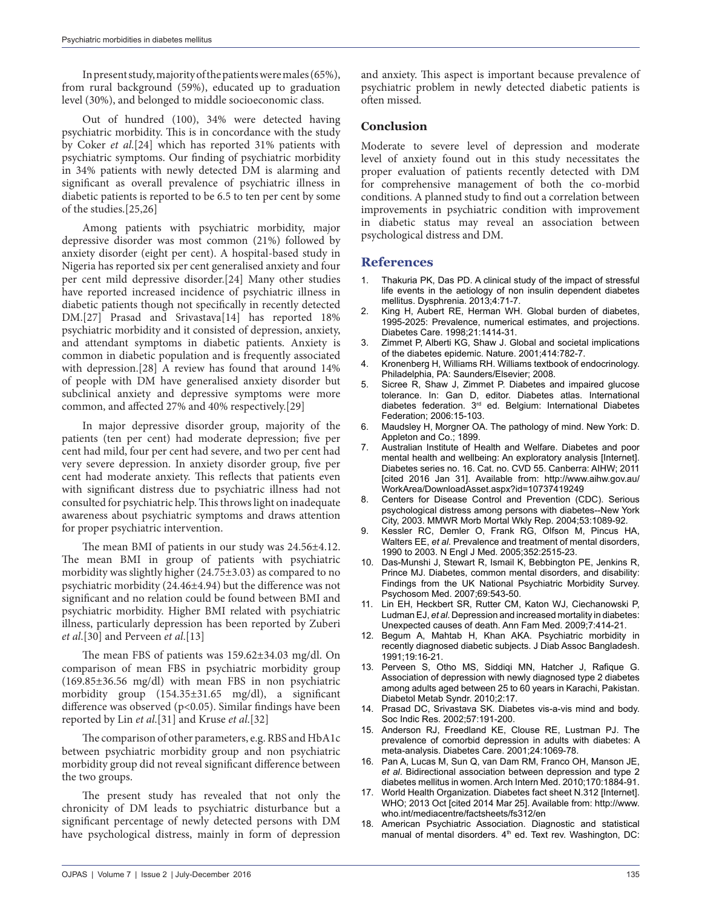In present study, majority of the patients were males (65%), from rural background (59%), educated up to graduation level (30%), and belonged to middle socioeconomic class.

Out of hundred (100), 34% were detected having psychiatric morbidity. This is in concordance with the study by Coker *et al.*[24] which has reported 31% patients with psychiatric symptoms. Our finding of psychiatric morbidity in 34% patients with newly detected DM is alarming and significant as overall prevalence of psychiatric illness in diabetic patients is reported to be 6.5 to ten per cent by some of the studies.[25,26]

Among patients with psychiatric morbidity, major depressive disorder was most common (21%) followed by anxiety disorder (eight per cent). A hospital-based study in Nigeria has reported six per cent generalised anxiety and four per cent mild depressive disorder.[24] Many other studies have reported increased incidence of psychiatric illness in diabetic patients though not specifically in recently detected DM.[27] Prasad and Srivastava[14] has reported 18% psychiatric morbidity and it consisted of depression, anxiety, and attendant symptoms in diabetic patients. Anxiety is common in diabetic population and is frequently associated with depression.[28] A review has found that around 14% of people with DM have generalised anxiety disorder but subclinical anxiety and depressive symptoms were more common, and affected 27% and 40% respectively.[29]

In major depressive disorder group, majority of the patients (ten per cent) had moderate depression; five per cent had mild, four per cent had severe, and two per cent had very severe depression. In anxiety disorder group, five per cent had moderate anxiety. This reflects that patients even with significant distress due to psychiatric illness had not consulted for psychiatric help. This throws light on inadequate awareness about psychiatric symptoms and draws attention for proper psychiatric intervention.

The mean BMI of patients in our study was 24.56±4.12. The mean BMI in group of patients with psychiatric morbidity was slightly higher (24.75±3.03) as compared to no psychiatric morbidity (24.46±4.94) but the difference was not significant and no relation could be found between BMI and psychiatric morbidity. Higher BMI related with psychiatric illness, particularly depression has been reported by Zuberi *et al.*[30] and Perveen *et al.*[13]

The mean FBS of patients was 159.62±34.03 mg/dl. On comparison of mean FBS in psychiatric morbidity group (169.85±36.56 mg/dl) with mean FBS in non psychiatric morbidity group (154.35±31.65 mg/dl), a significant difference was observed ($p<0.05$). Similar findings have been reported by Lin *et al.*[31] and Kruse *et al.*[32]

The comparison of other parameters, e.g. RBS and HbA1c between psychiatric morbidity group and non psychiatric morbidity group did not reveal significant difference between the two groups.

The present study has revealed that not only the chronicity of DM leads to psychiatric disturbance but a significant percentage of newly detected persons with DM have psychological distress, mainly in form of depression and anxiety. This aspect is important because prevalence of psychiatric problem in newly detected diabetic patients is often missed.

## Conclusion

Moderate to severe level of depression and moderate level of anxiety found out in this study necessitates the proper evaluation of patients recently detected with DM for comprehensive management of both the co-morbid conditions. A planned study to find out a correlation between improvements in psychiatric condition with improvement in diabetic status may reveal an association between psychological distress and DM.

## References

1. Thakuria PK, Das PD. A clinical study of the impact of stressful life events in the aetiology of non insulin dependent diabetes mellitus. Dysphrenia. 2013;4:71-7.
2. King H, Aubert RE, Herman WH. Global burden of diabetes, 1995-2025: Prevalence, numerical estimates, and projections. Diabetes Care. 1998;21:1414-31.
3. Zimmet P, Alberti KG, Shaw J. Global and societal implications of the diabetes epidemic. Nature. 2001;414:782-7.
4. Kronenberg H, Williams RH. Williams textbook of endocrinology. Philadelphia, PA: Saunders/Elsevier; 2008.
5. Sicree R, Shaw J, Zimmet P. Diabetes and impaired glucose tolerance. In: Gan D, editor. Diabetes atlas. International diabetes federation. 3rd ed. Belgium: International Diabetes Federation; 2006:15-103.
6. Maudsley H, Morgner OA. The pathology of mind. New York: D. Appleton and Co.; 1899.
7. Australian Institute of Health and Welfare. Diabetes and poor mental health and wellbeing: An exploratory analysis [Internet]. Diabetes series no. 16. Cat. no. CVD 55. Canberra: AIHW; 2011 [cited 2016 Jan 31]. Available from: http://www.aihw.gov.au/WorkArea/DownloadAsset.aspx?id=10737419249
8. Centers for Disease Control and Prevention (CDC). Serious psychological distress among persons with diabetes--New York City, 2003. MMWR Morb Mortal Wkly Rep. 2004;53:1089-92.
9. Kessler RC, Demler O, Frank RG, Olfson M, Pincus HA, Walters EE, *et al*. Prevalence and treatment of mental disorders, 1990 to 2003. N Engl J Med. 2005;352:2515-23.
10. Das-Munshi J, Stewart R, Ismail K, Bebbington PE, Jenkins R, Prince MJ. Diabetes, common mental disorders, and disability: Findings from the UK National Psychiatric Morbidity Survey. Psychosom Med. 2007;69:543-50.
11. Lin EH, Heckbert SR, Rutter CM, Katon WJ, Ciechanowski P, Ludman EJ, *et al*. Depression and increased mortality in diabetes: Unexpected causes of death. Ann Fam Med. 2009;7:414-21.
12. Begum A, Mahtab H, Khan AKA. Psychiatric morbidity in recently diagnosed diabetic subjects. J Diab Assoc Bangladesh. 1991;19:16-21.
13. Perveen S, Otho MS, Siddiqi MN, Hatcher J, Rafique G. Association of depression with newly diagnosed type 2 diabetes among adults aged between 25 to 60 years in Karachi, Pakistan. Diabetol Metab Syndr. 2010;2:17.
14. Prasad DC, Srivastava SK. Diabetes vis-a-vis mind and body. Soc Indic Res. 2002;57:191-200.
15. Anderson RJ, Freedland KE, Clouse RE, Lustman PJ. The prevalence of comorbid depression in adults with diabetes: A meta-analysis. Diabetes Care. 2001;24:1069-78.
16. Pan A, Lucas M, Sun Q, van Dam RM, Franco OH, Manson JE, *et al*. Bidirectional association between depression and type 2 diabetes mellitus in women. Arch Intern Med. 2010;170:1884-91.
17. World Health Organization. Diabetes fact sheet N.312 [Internet]. WHO; 2013 Oct [cited 2014 Mar 25]. Available from: http://www.who.int/mediacentre/factsheets/fs312/en
18. American Psychiatric Association. Diagnostic and statistical manual of mental disorders. 4th ed. Text rev. Washington, DC: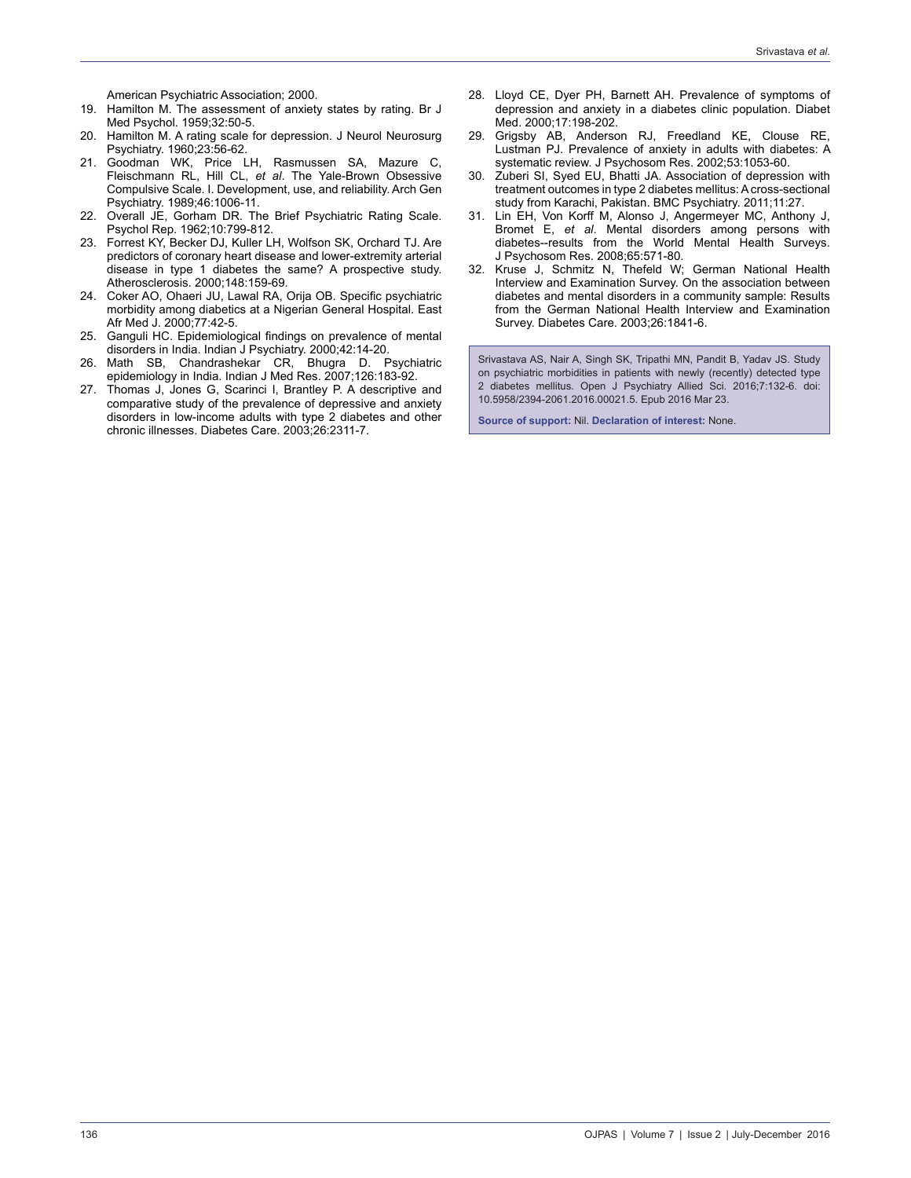American Psychiatric Association; 2000.

19. Hamilton M. The assessment of anxiety states by rating. Br J Med Psychol. 1959;32:50-5.
20. Hamilton M. A rating scale for depression. J Neurol Neurosurg Psychiatry. 1960;23:56-62.
21. Goodman WK, Price LH, Rasmussen SA, Mazure C, Fleischmann RL, Hill CL, *et al*. The Yale-Brown Obsessive Compulsive Scale. I. Development, use, and reliability. Arch Gen Psychiatry. 1989;46:1006-11.
22. Overall JE, Gorham DR. The Brief Psychiatric Rating Scale. Psychol Rep. 1962;10:799-812.
23. Forrest KY, Becker DJ, Kuller LH, Wolfson SK, Orchard TJ. Are predictors of coronary heart disease and lower-extremity arterial disease in type 1 diabetes the same? A prospective study. Atherosclerosis. 2000;148:159-69.
24. Coker AO, Ohaeri JU, Lawal RA, Orija OB. Specific psychiatric morbidity among diabetics at a Nigerian General Hospital. East Afr Med J. 2000;77:42-5.
25. Ganguli HC. Epidemiological findings on prevalence of mental disorders in India. Indian J Psychiatry. 2000;42:14-20.
26. Math SB, Chandrashekar CR, Bhugra D. Psychiatric epidemiology in India. Indian J Med Res. 2007;126:183-92.
27. Thomas J, Jones G, Scarinci I, Brantley P. A descriptive and comparative study of the prevalence of depressive and anxiety disorders in low-income adults with type 2 diabetes and other chronic illnesses. Diabetes Care. 2003;26:2311-7.
28. Lloyd CE, Dyer PH, Barnett AH. Prevalence of symptoms of depression and anxiety in a diabetes clinic population. Diabet Med. 2000;17:198-202.
29. Grigsby AB, Anderson RJ, Freedland KE, Clouse RE, Lustman PJ. Prevalence of anxiety in adults with diabetes: A systematic review. J Psychosom Res. 2002;53:1053-60.
30. Zuberi SI, Syed EU, Bhatti JA. Association of depression with treatment outcomes in type 2 diabetes mellitus: A cross-sectional study from Karachi, Pakistan. BMC Psychiatry. 2011;11:27.
31. Lin EH, Von Korff M, Alonso J, Angermeyer MC, Anthony J, Bromet E, *et al*. Mental disorders among persons with diabetes--results from the World Mental Health Surveys. J Psychosom Res. 2008;65:571-80.
32. Kruse J, Schmitz N, Thefeld W; German National Health Interview and Examination Survey. On the association between diabetes and mental disorders in a community sample: Results from the German National Health Interview and Examination Survey. Diabetes Care. 2003;26:1841-6.

Srivastava AS, Nair A, Singh SK, Tripathi MN, Pandit B, Yadav JS. Study on psychiatric morbidities in patients with newly (recently) detected type 2 diabetes mellitus. Open J Psychiatry Allied Sci. 2016;7:132-6. doi: 10.5958/2394-2061.2016.00021.5. Epub 2016 Mar 23.

**Source of support:** Nil. **Declaration of interest:** None.